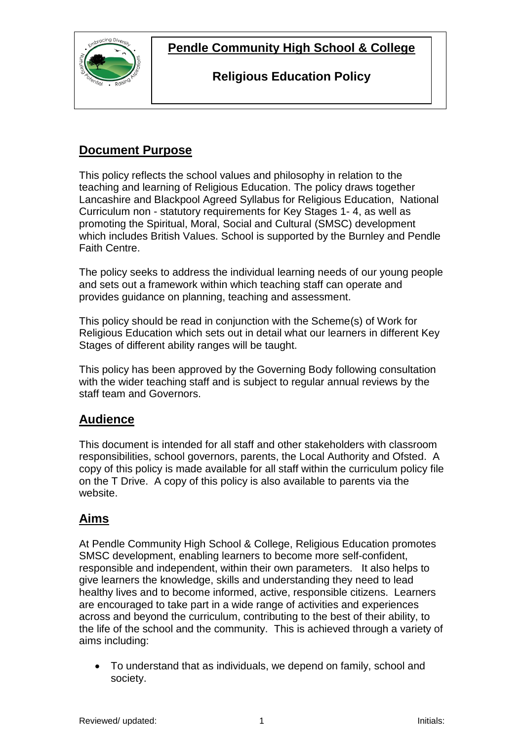# Pendle Community High School & College

## Religious Education Policy

## Document Purpose

This policy reflects the school values and philosophy in relation to the teaching and learning of Religious Education. The policy draws together Lancashire and Blackpool Agreed Syllabus for Religious Education, National Curriculum non - statutory requirements for Key Stages 1- 4, as well as promoting the Spiritual, Moral, Social and Cultural (SMSC) development which includes British Values. School is supported by the Burnley and Pendle Faith Centre.

The policy seeks to address the individual learning needs of our young people and sets out a framework within which teaching staff can operate and provides guidance on planning, teaching and assessment.

This policy should be read in conjunction with the Scheme(s) of Work for Religious Education which sets out in detail what our learners in different Key Stages of different ability ranges will be taught.

This policy has been approved by the Governing Body following consultation with the wider teaching staff and is subject to regular annual reviews by the staff team and Governors.

## Audience

This document is intended for all staff and other stakeholders with classroom responsibilities, school governors, parents, the Local Authority and Ofsted. A copy of this policy is made available for all staff within the curriculum policy file on the T Drive. A copy of this policy is also available to parents via the website.

## Aims

At Pendle Community High School & College, Religious Education promotes SMSC development, enabling learners to become more self-confident, responsible and independent, within their own parameters. It also helps to give learners the knowledge, skills and understanding they need to lead healthy lives and to become informed, active, responsible citizens. Learners are encouraged to take part in a wide range of activities and experiences across and beyond the curriculum, contributing to the best of their ability, to the life of the school and the community. This is achieved through a variety of aims including:

- To understand that as individuals, we depend on family, school and society.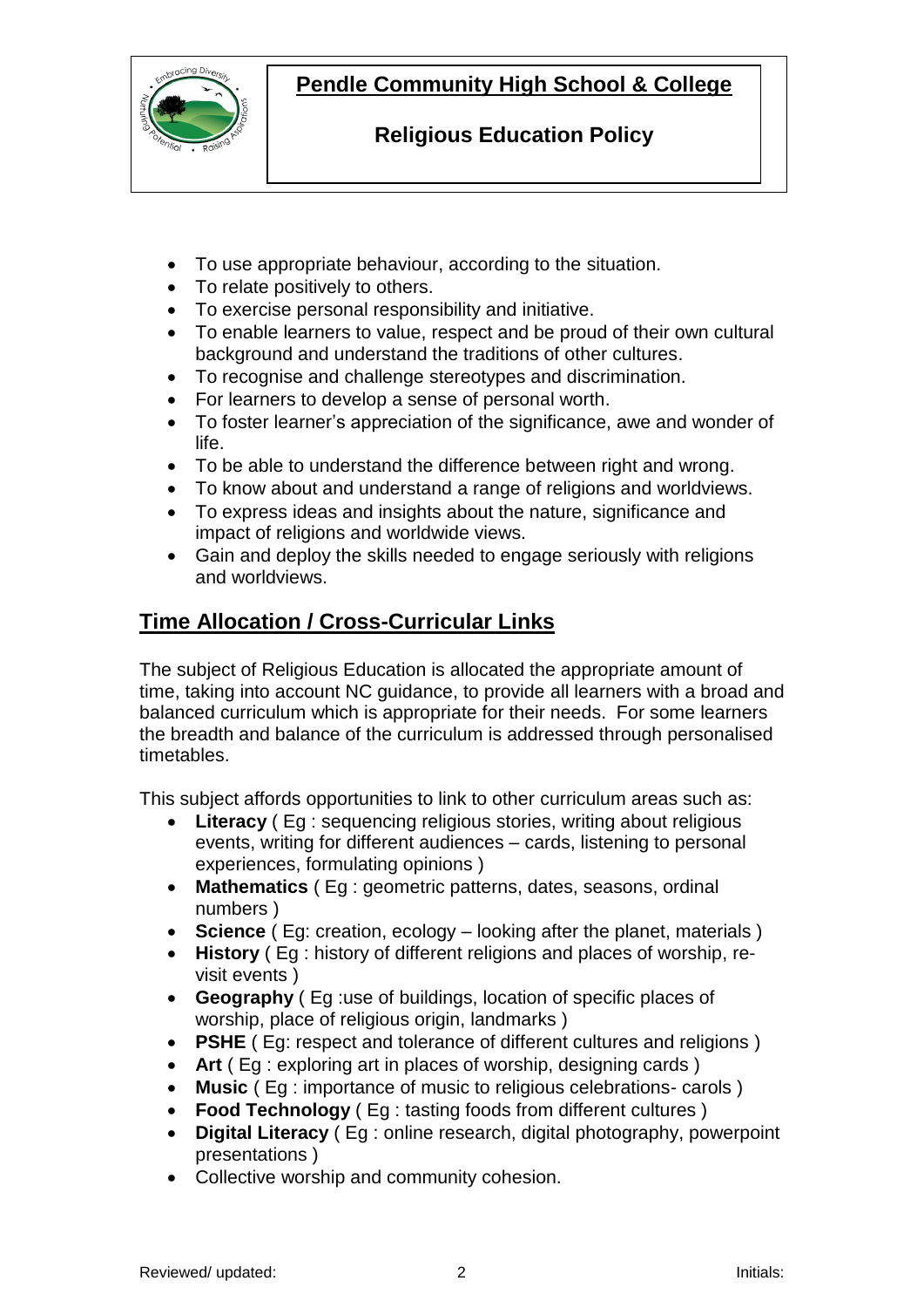- To use appropriate behaviour, according to the situation.
- To relate positively to others.
- To exercise personal responsibility and initiative.
- To enable learners to value, respect and be proud of their own cultural background and understand the traditions of other cultures.
- To recognise and challenge stereotypes and discrimination.
- For learners to develop a sense of personal worth.
- To foster learner's appreciation of the significance, awe and wonder of life.
- To be able to understand the difference between right and wrong.
- To know about and understand a range of religions and worldviews.
- To express ideas and insights about the nature, significance and impact of religions and worldwide views.
- Gain and deploy the skills needed to engage seriously with religions and worldviews.

## Time Allocation / Cross-Curricular Links

The subject of Religious Education is allocated the appropriate amount of time, taking into account NC guidance, to provide all learners with a broad and balanced curriculum which is appropriate for their needs. For some learners the breadth and balance of the curriculum is addressed through personalised timetables.

This subject affords opportunities to link to other curriculum areas such as:

- **Literacy** ( Eg : sequencing religious stories, writing about religious events, writing for different audiences – cards, listening to personal experiences, formulating opinions )
- **Mathematics** ( Eg : geometric patterns, dates, seasons, ordinal numbers )
- **Science** ( Eg: creation, ecology – looking after the planet, materials )
- **History** ( Eg : history of different religions and places of worship, re-visit events )
- **Geography** ( Eg :use of buildings, location of specific places of worship, place of religious origin, landmarks )
- **PSHE** ( Eg: respect and tolerance of different cultures and religions )
- **Art** ( Eg : exploring art in places of worship, designing cards )
- **Music** ( Eg : importance of music to religious celebrations- carols )
- **Food Technology** ( Eg : tasting foods from different cultures )
- **Digital Literacy** ( Eg : online research, digital photography, powerpoint presentations )
- Collective worship and community cohesion.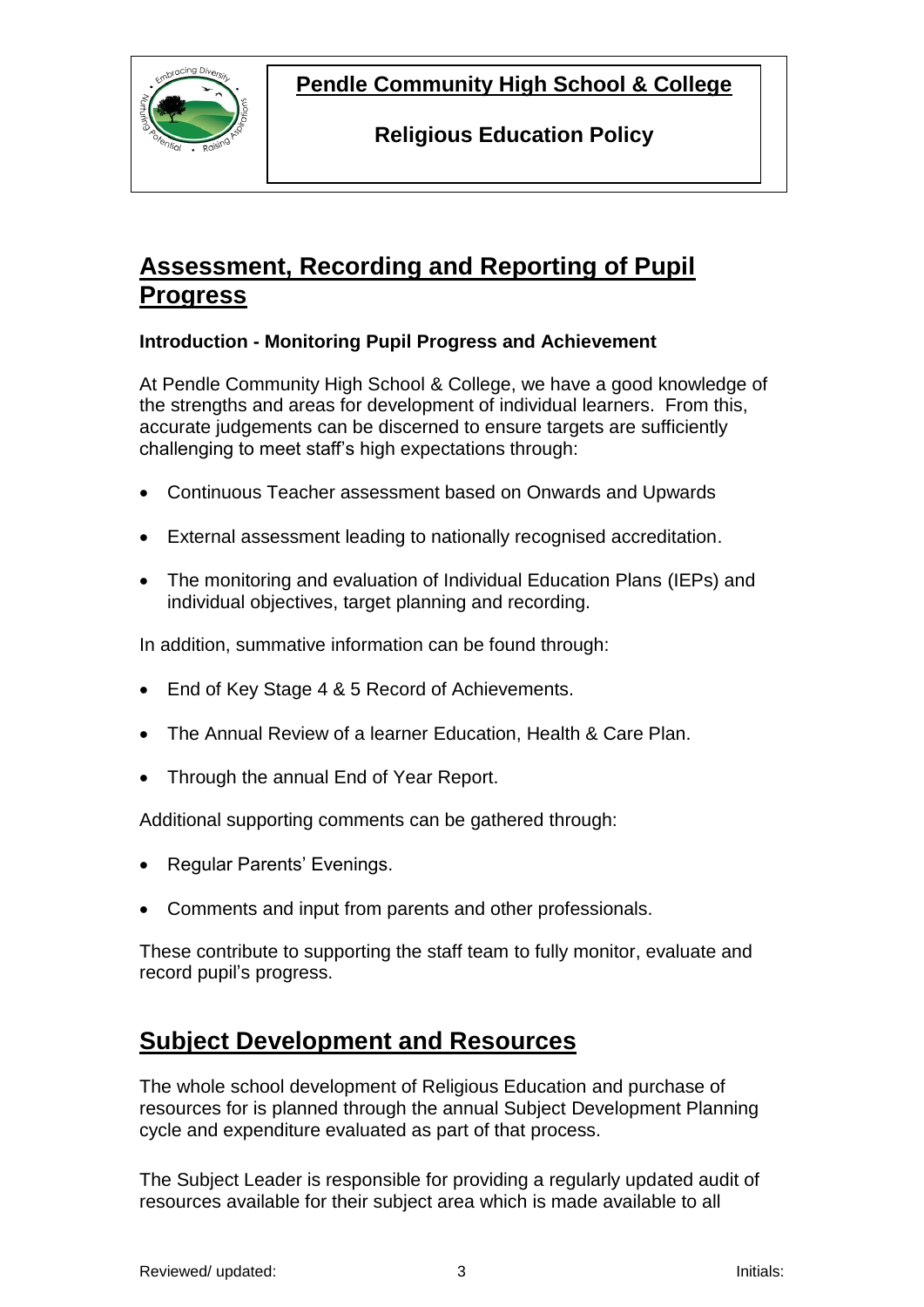## Assessment, Recording and Reporting of Pupil Progress

**Introduction - Monitoring Pupil Progress and Achievement**

At Pendle Community High School & College, we have a good knowledge of the strengths and areas for development of individual learners. From this, accurate judgements can be discerned to ensure targets are sufficiently challenging to meet staff's high expectations through:

- Continuous Teacher assessment based on Onwards and Upwards
- External assessment leading to nationally recognised accreditation.
- The monitoring and evaluation of Individual Education Plans (IEPs) and individual objectives, target planning and recording.

In addition, summative information can be found through:

- End of Key Stage 4 & 5 Record of Achievements.
- The Annual Review of a learner Education, Health & Care Plan.
- Through the annual End of Year Report.

Additional supporting comments can be gathered through:

- Regular Parents' Evenings.
- Comments and input from parents and other professionals.

These contribute to supporting the staff team to fully monitor, evaluate and record pupil's progress.

## Subject Development and Resources

The whole school development of Religious Education and purchase of resources for is planned through the annual Subject Development Planning cycle and expenditure evaluated as part of that process.

The Subject Leader is responsible for providing a regularly updated audit of resources available for their subject area which is made available to all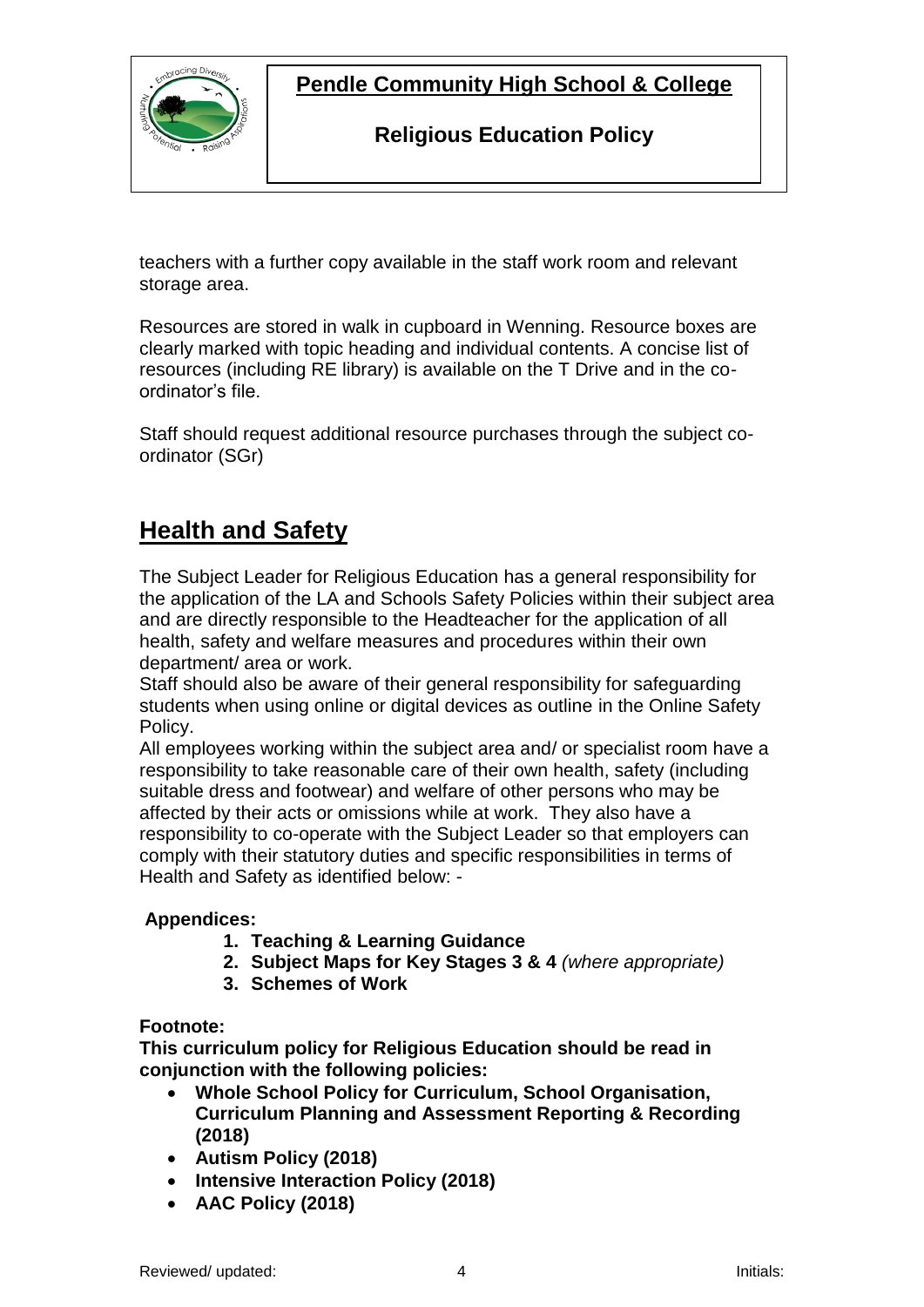teachers with a further copy available in the staff work room and relevant storage area.

Resources are stored in walk in cupboard in Wenning. Resource boxes are clearly marked with topic heading and individual contents. A concise list of resources (including RE library) is available on the T Drive and in the co-ordinator's file.

Staff should request additional resource purchases through the subject co-ordinator (SGr)

## Health and Safety

The Subject Leader for Religious Education has a general responsibility for the application of the LA and Schools Safety Policies within their subject area and are directly responsible to the Headteacher for the application of all health, safety and welfare measures and procedures within their own department/ area or work.
Staff should also be aware of their general responsibility for safeguarding students when using online or digital devices as outline in the Online Safety Policy.
All employees working within the subject area and/ or specialist room have a responsibility to take reasonable care of their own health, safety (including suitable dress and footwear) and welfare of other persons who may be affected by their acts or omissions while at work. They also have a responsibility to co-operate with the Subject Leader so that employers can comply with their statutory duties and specific responsibilities in terms of Health and Safety as identified below: -

**Appendices:**

1. **Teaching & Learning Guidance**
2. **Subject Maps for Key Stages 3 & 4** *(where appropriate)*
3. **Schemes of Work**

**Footnote:**
**This curriculum policy for Religious Education should be read in conjunction with the following policies:**

- **Whole School Policy for Curriculum, School Organisation, Curriculum Planning and Assessment Reporting & Recording (2018)**
- **Autism Policy (2018)**
- **Intensive Interaction Policy (2018)**
- **AAC Policy (2018)**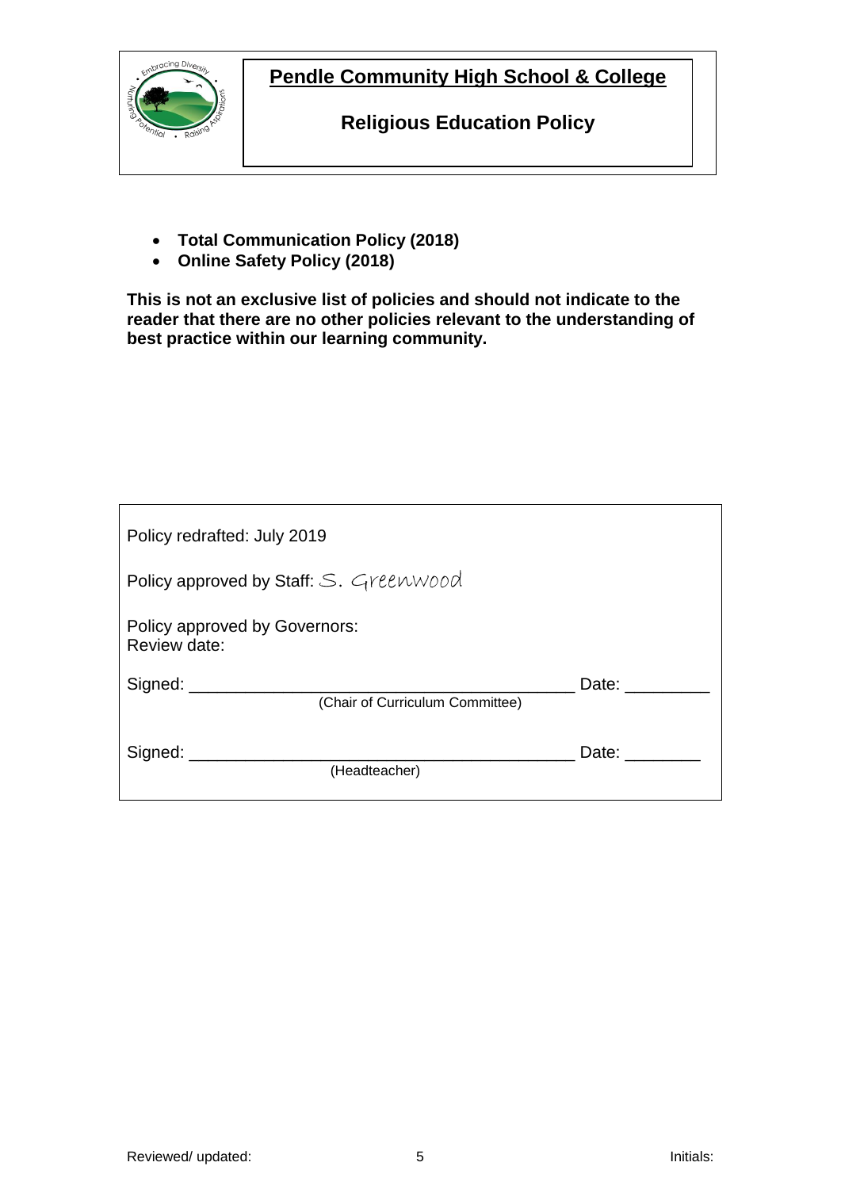# Pendle Community High School & College

## Religious Education Policy

- **Total Communication Policy (2018)**
- **Online Safety Policy (2018)**

**This is not an exclusive list of policies and should not indicate to the reader that there are no other policies relevant to the understanding of best practice within our learning community.**

Policy redrafted: July 2019

Policy approved by Staff: S. Greenwood

Policy approved by Governors:
Review date:

Signed: ________________________________________ Date: _________
(Chair of Curriculum Committee)

Signed: ________________________________________ Date: ________
(Headteacher)

Reviewed/ updated: Initials: